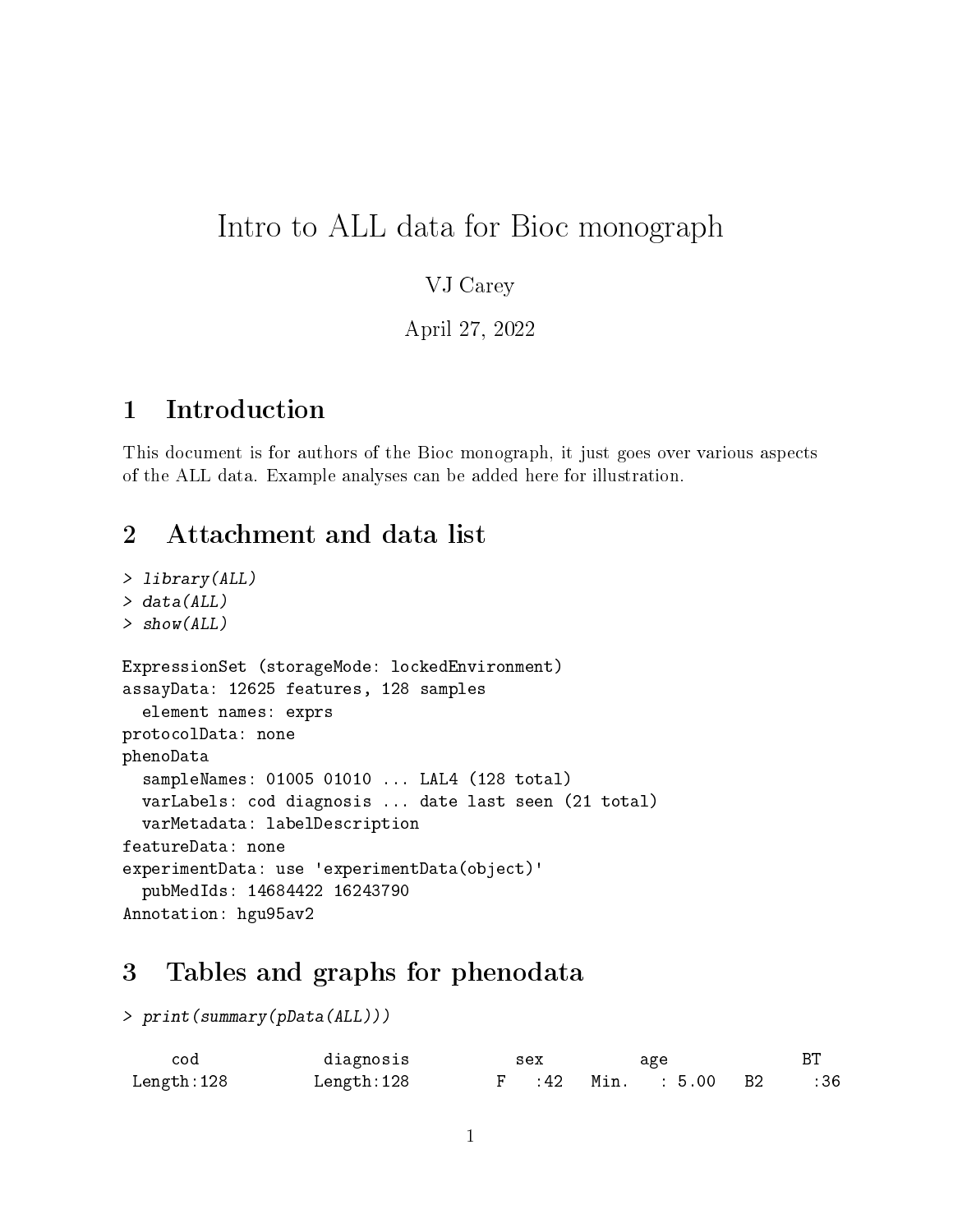# Intro to ALL data for Bioc monograph

VJ Carey

April 27, 2022

## 1 Introduction

This document is for authors of the Bioc monograph, it just goes over various aspects of the ALL data. Example analyses can be added here for illustration.

## 2 Attachment and data list

```
> library(ALL)
> data(ALL)
> show(ALL)

ExpressionSet (storageMode: lockedEnvironment)
assayData: 12625 features, 128 samples
  element names: exprs
protocolData: none
phenoData
  sampleNames: 01005 01010 ... LAL4 (128 total)
  varLabels: cod diagnosis ... date last seen (21 total)
  varMetadata: labelDescription
featureData: none
experimentData: use 'experimentData(object)'
  pubMedIds: 14684422 16243790
Annotation: hgu95av2
```

## 3 Tables and graphs for phenodata

```
> print(summary(pData(ALL)))

     cod              diagnosis            sex          age             BT
 Length:128         Length:128         F    :42   Min.   : 5.00   B2     :36
```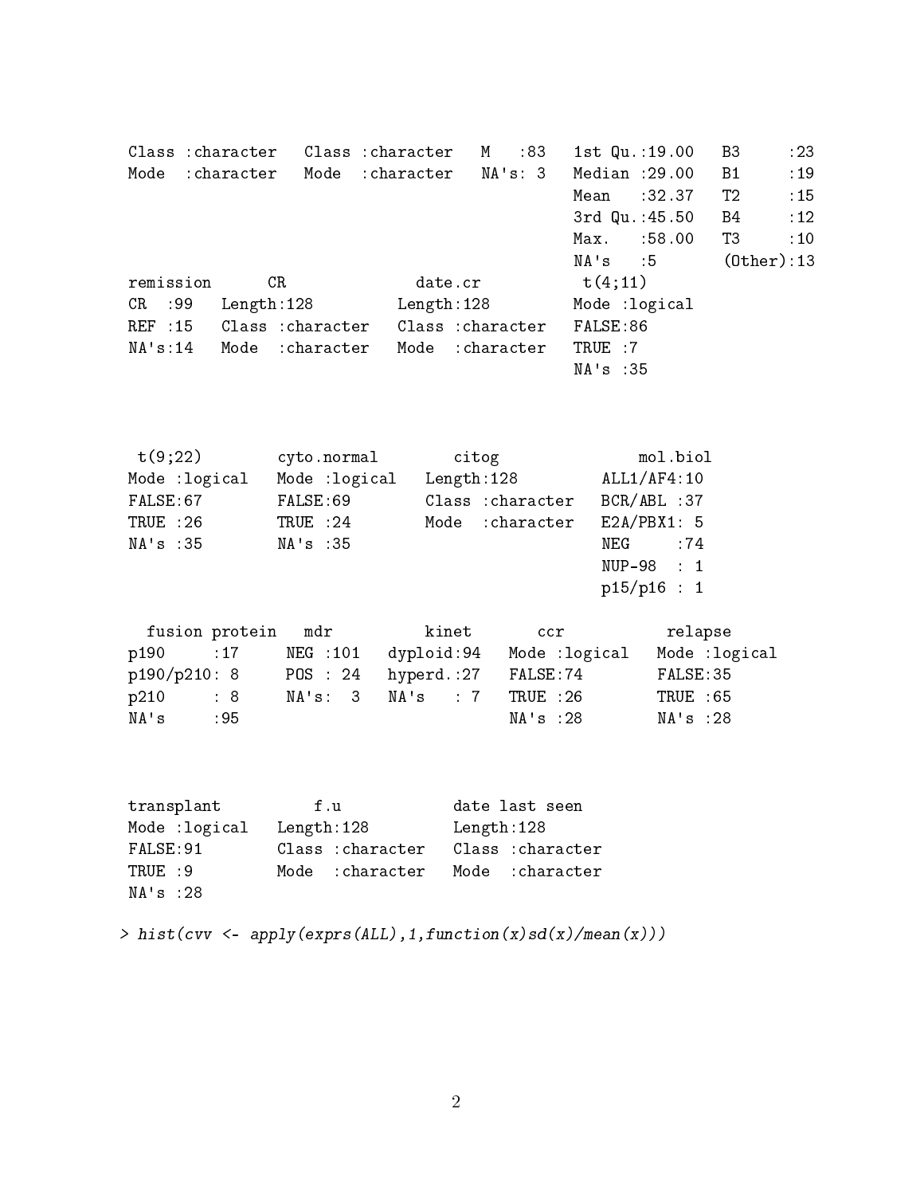```
 Class :character   Class :character   M   :83   1st Qu.:19.00   B3     :23  
 Mode  :character   Mode  :character   NA's: 3   Median :29.00   B1     :19  
                                                 Mean   :32.37   T2     :15  
                                                 3rd Qu.:45.50   B4     :12  
                                                 Max.   :58.00   T3     :10  
                                                 NA's   :5       (Other):13  
 remission      CR               date.cr           t(4;11)       
 CR  :99   Length:128         Length:128         Mode :logical  
 REF :15   Class :character   Class :character   FALSE:86       
 NA's:14   Mode  :character   Mode  :character   TRUE :7        
                                                 NA's :35       


  t(9;22)        cyto.normal        citog               mol.biol 
 Mode :logical   Mode :logical   Length:128         ALL1/AF4:10  
 FALSE:67        FALSE:69        Class :character   BCR/ABL :37  
 TRUE :26        TRUE :24        Mode  :character   E2A/PBX1: 5  
 NA's :35        NA's :35                           NEG     :74  
                                                    NUP-98  : 1  
                                                    p15/p16 : 1  
  fusion protein   mdr          kinet       ccr           relapse       
 p190     :17     NEG :101   dyploid:94   Mode :logical   Mode :logical  
 p190/p210: 8     POS : 24   hyperd.:27   FALSE:74        FALSE:35       
 p210     : 8     NA's:  3   NA's   : 7   TRUE :26        TRUE :65       
 NA's     :95                             NA's :28        NA's :28       


 transplant          f.u            date last seen    
 Mode :logical   Length:128         Length:128        
 FALSE:91        Class :character   Class :character  
 TRUE :9         Mode  :character   Mode  :character  
 NA's :28                                             
```

```
> hist(cvv <- apply(exprs(ALL),1,function(x)sd(x)/mean(x)))
```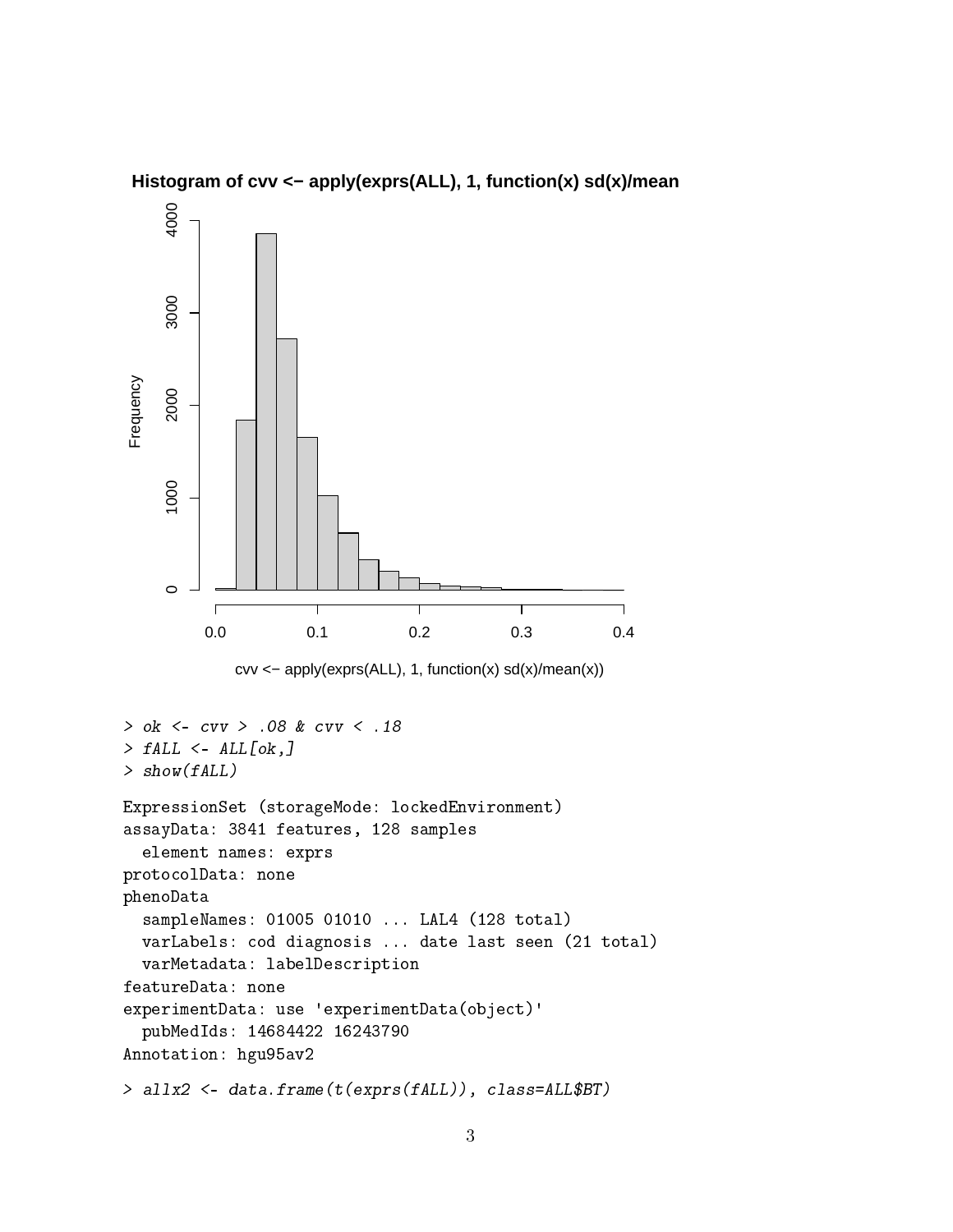```
> ok <- cvv > .08 & cvv < .18
> fALL <- ALL[ok,]
> show(fALL)
```

```
ExpressionSet (storageMode: lockedEnvironment)
assayData: 3841 features, 128 samples
  element names: exprs
protocolData: none
phenoData
  sampleNames: 01005 01010 ... LAL4 (128 total)
  varLabels: cod diagnosis ... date last seen (21 total)
  varMetadata: labelDescription
featureData: none
experimentData: use 'experimentData(object)'
  pubMedIds: 14684422 16243790
Annotation: hgu95av2
```

```
> allx2 <- data.frame(t(exprs(fALL)), class=ALL$BT)
```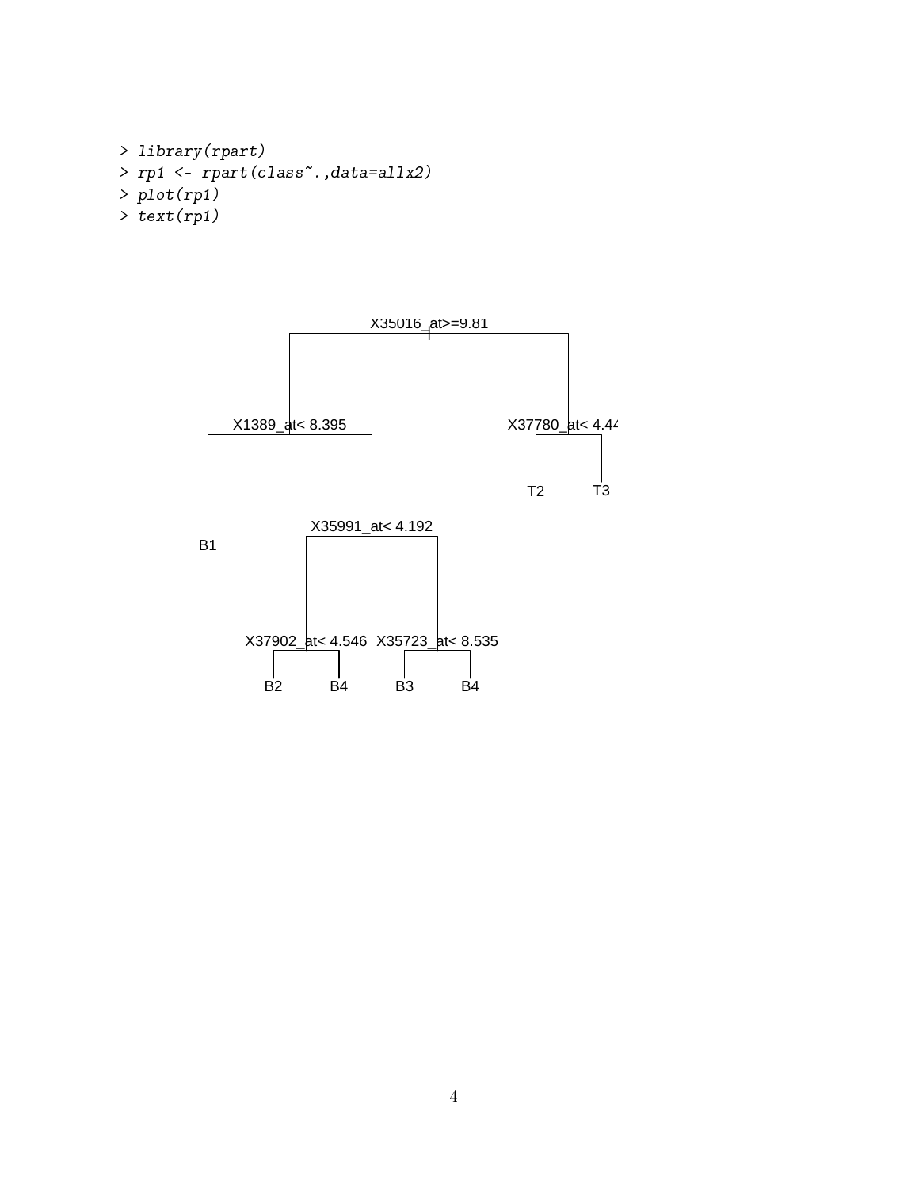```
> library(rpart)
> rp1 <- rpart(class~.,data=allx2)
> plot(rp1)
> text(rp1)
```

X35016_at>=9.81

X1389_at< 8.395

X37780_at< 4.44

T2

T3

X35991_at< 4.192

B1

X37902_at< 4.546

X35723_at< 8.535

B2

B4

B3

B4